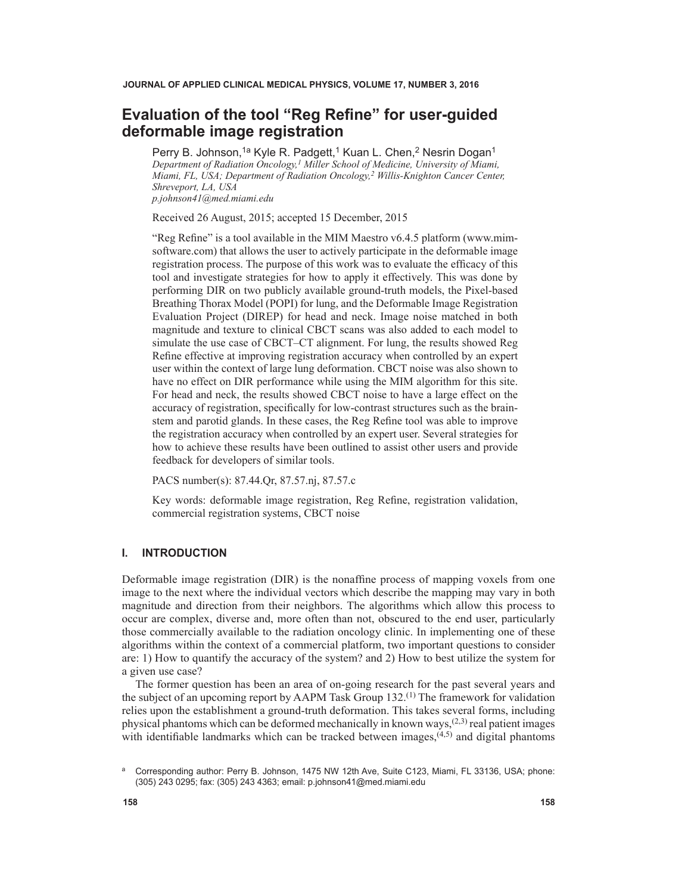# Evaluation of the tool "Reg Refine" for user-guided deformable image registration

Perry B. Johnson,[1a] Kyle R. Padgett,[1] Kuan L. Chen,[2] Nesrin Dogan[1]

*Department of Radiation Oncology,[1] Miller School of Medicine, University of Miami, Miami, FL, USA; Department of Radiation Oncology,[2] Willis-Knighton Cancer Center, Shreveport, LA, USA*
*p.johnson41@med.miami.edu*

Received 26 August, 2015; accepted 15 December, 2015

"Reg Refine" is a tool available in the MIM Maestro v6.4.5 platform (www.mimsoftware.com) that allows the user to actively participate in the deformable image registration process. The purpose of this work was to evaluate the efficacy of this tool and investigate strategies for how to apply it effectively. This was done by performing DIR on two publicly available ground-truth models, the Pixel-based Breathing Thorax Model (POPI) for lung, and the Deformable Image Registration Evaluation Project (DIREP) for head and neck. Image noise matched in both magnitude and texture to clinical CBCT scans was also added to each model to simulate the use case of CBCT–CT alignment. For lung, the results showed Reg Refine effective at improving registration accuracy when controlled by an expert user within the context of large lung deformation. CBCT noise was also shown to have no effect on DIR performance while using the MIM algorithm for this site. For head and neck, the results showed CBCT noise to have a large effect on the accuracy of registration, specifically for low-contrast structures such as the brainstem and parotid glands. In these cases, the Reg Refine tool was able to improve the registration accuracy when controlled by an expert user. Several strategies for how to achieve these results have been outlined to assist other users and provide feedback for developers of similar tools.

PACS number(s): 87.44.Qr, 87.57.nj, 87.57.c

Key words: deformable image registration, Reg Refine, registration validation, commercial registration systems, CBCT noise

## I. INTRODUCTION

Deformable image registration (DIR) is the nonaffine process of mapping voxels from one image to the next where the individual vectors which describe the mapping may vary in both magnitude and direction from their neighbors. The algorithms which allow this process to occur are complex, diverse and, more often than not, obscured to the end user, particularly those commercially available to the radiation oncology clinic. In implementing one of these algorithms within the context of a commercial platform, two important questions to consider are: 1) How to quantify the accuracy of the system? and 2) How to best utilize the system for a given use case?

The former question has been an area of on-going research for the past several years and the subject of an upcoming report by AAPM Task Group 132.[1] The framework for validation relies upon the establishment a ground-truth deformation. This takes several forms, including physical phantoms which can be deformed mechanically in known ways,[2,3] real patient images with identifiable landmarks which can be tracked between images,[4,5] and digital phantoms

[a] Corresponding author: Perry B. Johnson, 1475 NW 12th Ave, Suite C123, Miami, FL 33136, USA; phone: (305) 243 0295; fax: (305) 243 4363; email: p.johnson41@med.miami.edu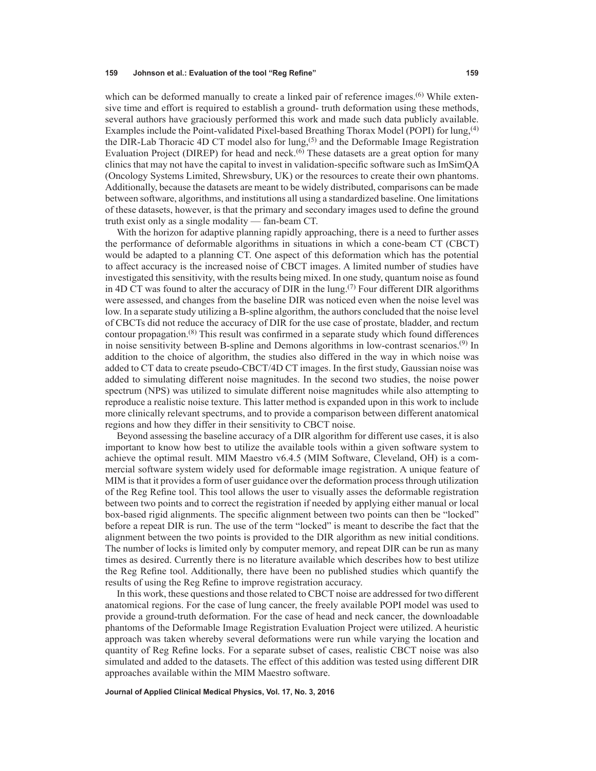which can be deformed manually to create a linked pair of reference images.[6] While extensive time and effort is required to establish a ground- truth deformation using these methods, several authors have graciously performed this work and made such data publicly available. Examples include the Point-validated Pixel-based Breathing Thorax Model (POPI) for lung,[4] the DIR-Lab Thoracic 4D CT model also for lung,[5] and the Deformable Image Registration Evaluation Project (DIREP) for head and neck.[6] These datasets are a great option for many clinics that may not have the capital to invest in validation-specific software such as ImSimQA (Oncology Systems Limited, Shrewsbury, UK) or the resources to create their own phantoms. Additionally, because the datasets are meant to be widely distributed, comparisons can be made between software, algorithms, and institutions all using a standardized baseline. One limitations of these datasets, however, is that the primary and secondary images used to define the ground truth exist only as a single modality — fan-beam CT.

With the horizon for adaptive planning rapidly approaching, there is a need to further asses the performance of deformable algorithms in situations in which a cone-beam CT (CBCT) would be adapted to a planning CT. One aspect of this deformation which has the potential to affect accuracy is the increased noise of CBCT images. A limited number of studies have investigated this sensitivity, with the results being mixed. In one study, quantum noise as found in 4D CT was found to alter the accuracy of DIR in the lung.[7] Four different DIR algorithms were assessed, and changes from the baseline DIR was noticed even when the noise level was low. In a separate study utilizing a B-spline algorithm, the authors concluded that the noise level of CBCTs did not reduce the accuracy of DIR for the use case of prostate, bladder, and rectum contour propagation.[8] This result was confirmed in a separate study which found differences in noise sensitivity between B-spline and Demons algorithms in low-contrast scenarios.[9] In addition to the choice of algorithm, the studies also differed in the way in which noise was added to CT data to create pseudo-CBCT/4D CT images. In the first study, Gaussian noise was added to simulating different noise magnitudes. In the second two studies, the noise power spectrum (NPS) was utilized to simulate different noise magnitudes while also attempting to reproduce a realistic noise texture. This latter method is expanded upon in this work to include more clinically relevant spectrums, and to provide a comparison between different anatomical regions and how they differ in their sensitivity to CBCT noise.

Beyond assessing the baseline accuracy of a DIR algorithm for different use cases, it is also important to know how best to utilize the available tools within a given software system to achieve the optimal result. MIM Maestro v6.4.5 (MIM Software, Cleveland, OH) is a commercial software system widely used for deformable image registration. A unique feature of MIM is that it provides a form of user guidance over the deformation process through utilization of the Reg Refine tool. This tool allows the user to visually asses the deformable registration between two points and to correct the registration if needed by applying either manual or local box-based rigid alignments. The specific alignment between two points can then be "locked" before a repeat DIR is run. The use of the term "locked" is meant to describe the fact that the alignment between the two points is provided to the DIR algorithm as new initial conditions. The number of locks is limited only by computer memory, and repeat DIR can be run as many times as desired. Currently there is no literature available which describes how to best utilize the Reg Refine tool. Additionally, there have been no published studies which quantify the results of using the Reg Refine to improve registration accuracy.

In this work, these questions and those related to CBCT noise are addressed for two different anatomical regions. For the case of lung cancer, the freely available POPI model was used to provide a ground-truth deformation. For the case of head and neck cancer, the downloadable phantoms of the Deformable Image Registration Evaluation Project were utilized. A heuristic approach was taken whereby several deformations were run while varying the location and quantity of Reg Refine locks. For a separate subset of cases, realistic CBCT noise was also simulated and added to the datasets. The effect of this addition was tested using different DIR approaches available within the MIM Maestro software.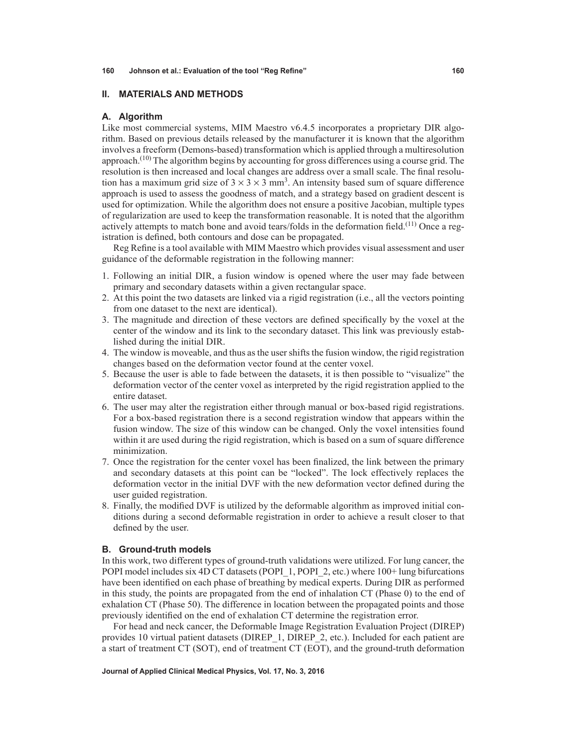## II. MATERIALS AND METHODS

### A. Algorithm

Like most commercial systems, MIM Maestro v6.4.5 incorporates a proprietary DIR algorithm. Based on previous details released by the manufacturer it is known that the algorithm involves a freeform (Demons-based) transformation which is applied through a multiresolution approach.[10] The algorithm begins by accounting for gross differences using a course grid. The resolution is then increased and local changes are address over a small scale. The final resolution has a maximum grid size of $3 \times 3 \times 3$ mm$^3$. An intensity based sum of square difference approach is used to assess the goodness of match, and a strategy based on gradient descent is used for optimization. While the algorithm does not ensure a positive Jacobian, multiple types of regularization are used to keep the transformation reasonable. It is noted that the algorithm actively attempts to match bone and avoid tears/folds in the deformation field.[11] Once a registration is defined, both contours and dose can be propagated.

Reg Refine is a tool available with MIM Maestro which provides visual assessment and user guidance of the deformable registration in the following manner:

1. Following an initial DIR, a fusion window is opened where the user may fade between primary and secondary datasets within a given rectangular space.
2. At this point the two datasets are linked via a rigid registration (i.e., all the vectors pointing from one dataset to the next are identical).
3. The magnitude and direction of these vectors are defined specifically by the voxel at the center of the window and its link to the secondary dataset. This link was previously established during the initial DIR.
4. The window is moveable, and thus as the user shifts the fusion window, the rigid registration changes based on the deformation vector found at the center voxel.
5. Because the user is able to fade between the datasets, it is then possible to "visualize" the deformation vector of the center voxel as interpreted by the rigid registration applied to the entire dataset.
6. The user may alter the registration either through manual or box-based rigid registrations. For a box-based registration there is a second registration window that appears within the fusion window. The size of this window can be changed. Only the voxel intensities found within it are used during the rigid registration, which is based on a sum of square difference minimization.
7. Once the registration for the center voxel has been finalized, the link between the primary and secondary datasets at this point can be "locked". The lock effectively replaces the deformation vector in the initial DVF with the new deformation vector defined during the user guided registration.
8. Finally, the modified DVF is utilized by the deformable algorithm as improved initial conditions during a second deformable registration in order to achieve a result closer to that defined by the user.

### B. Ground-truth models

In this work, two different types of ground-truth validations were utilized. For lung cancer, the POPI model includes six 4D CT datasets (POPI_1, POPI_2, etc.) where 100+ lung bifurcations have been identified on each phase of breathing by medical experts. During DIR as performed in this study, the points are propagated from the end of inhalation CT (Phase 0) to the end of exhalation CT (Phase 50). The difference in location between the propagated points and those previously identified on the end of exhalation CT determine the registration error.

For head and neck cancer, the Deformable Image Registration Evaluation Project (DIREP) provides 10 virtual patient datasets (DIREP_1, DIREP_2, etc.). Included for each patient are a start of treatment CT (SOT), end of treatment CT (EOT), and the ground-truth deformation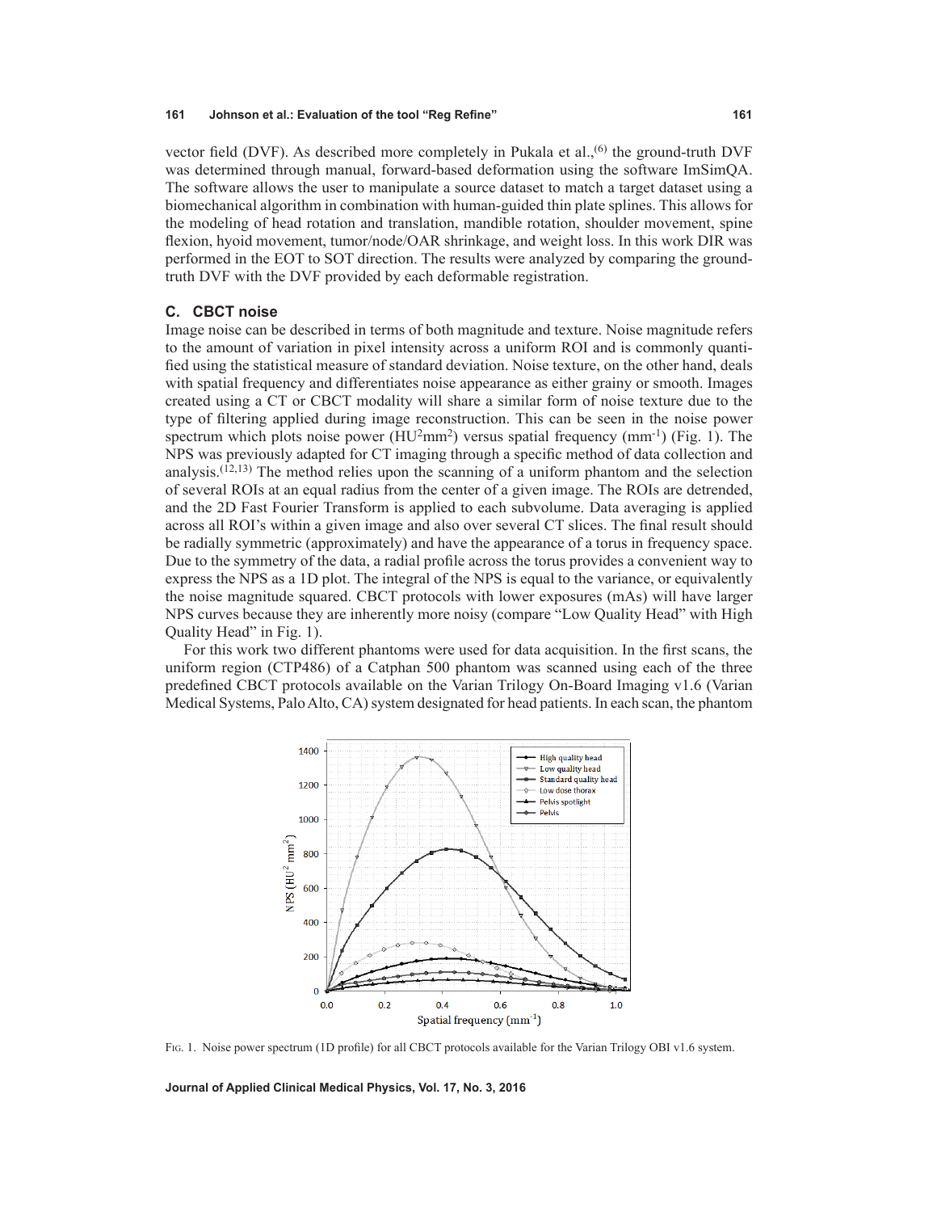vector field (DVF). As described more completely in Pukala et al.,[6] the ground-truth DVF was determined through manual, forward-based deformation using the software ImSimQA. The software allows the user to manipulate a source dataset to match a target dataset using a biomechanical algorithm in combination with human-guided thin plate splines. This allows for the modeling of head rotation and translation, mandible rotation, shoulder movement, spine flexion, hyoid movement, tumor/node/OAR shrinkage, and weight loss. In this work DIR was performed in the EOT to SOT direction. The results were analyzed by comparing the ground-truth DVF with the DVF provided by each deformable registration.

### C. CBCT noise

Image noise can be described in terms of both magnitude and texture. Noise magnitude refers to the amount of variation in pixel intensity across a uniform ROI and is commonly quantified using the statistical measure of standard deviation. Noise texture, on the other hand, deals with spatial frequency and differentiates noise appearance as either grainy or smooth. Images created using a CT or CBCT modality will share a similar form of noise texture due to the type of filtering applied during image reconstruction. This can be seen in the noise power spectrum which plots noise power ($HU^2mm^2$) versus spatial frequency ($mm^{-1}$) (Fig. 1). The NPS was previously adapted for CT imaging through a specific method of data collection and analysis.[12,13] The method relies upon the scanning of a uniform phantom and the selection of several ROIs at an equal radius from the center of a given image. The ROIs are detrended, and the 2D Fast Fourier Transform is applied to each subvolume. Data averaging is applied across all ROI's within a given image and also over several CT slices. The final result should be radially symmetric (approximately) and have the appearance of a torus in frequency space. Due to the symmetry of the data, a radial profile across the torus provides a convenient way to express the NPS as a 1D plot. The integral of the NPS is equal to the variance, or equivalently the noise magnitude squared. CBCT protocols with lower exposures (mAs) will have larger NPS curves because they are inherently more noisy (compare "Low Quality Head" with High Quality Head" in Fig. 1).

For this work two different phantoms were used for data acquisition. In the first scans, the uniform region (CTP486) of a Catphan 500 phantom was scanned using each of the three predefined CBCT protocols available on the Varian Trilogy On-Board Imaging v1.6 (Varian Medical Systems, Palo Alto, CA) system designated for head patients. In each scan, the phantom

Fig. 1. Noise power spectrum (1D profile) for all CBCT protocols available for the Varian Trilogy OBI v1.6 system.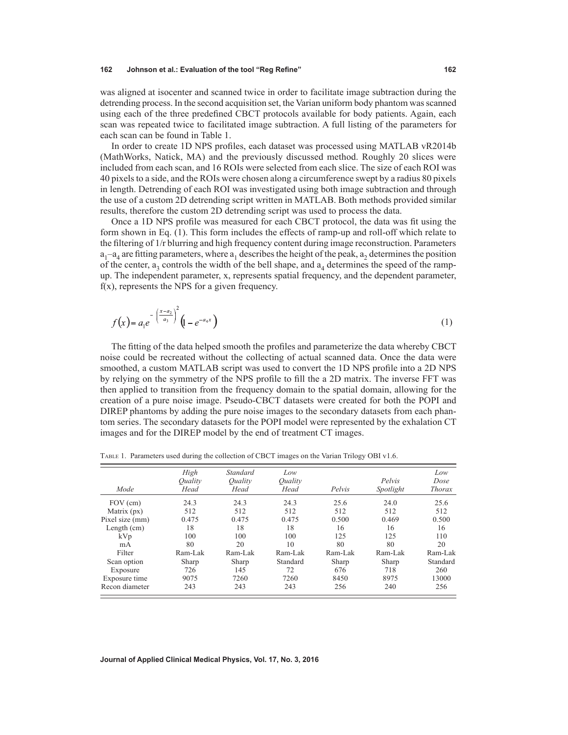was aligned at isocenter and scanned twice in order to facilitate image subtraction during the detrending process. In the second acquisition set, the Varian uniform body phantom was scanned using each of the three predefined CBCT protocols available for body patients. Again, each scan was repeated twice to facilitated image subtraction. A full listing of the parameters for each scan can be found in Table 1.

In order to create 1D NPS profiles, each dataset was processed using MATLAB vR2014b (MathWorks, Natick, MA) and the previously discussed method. Roughly 20 slices were included from each scan, and 16 ROIs were selected from each slice. The size of each ROI was 40 pixels to a side, and the ROIs were chosen along a circumference swept by a radius 80 pixels in length. Detrending of each ROI was investigated using both image subtraction and through the use of a custom 2D detrending script written in MATLAB. Both methods provided similar results, therefore the custom 2D detrending script was used to process the data.

Once a 1D NPS profile was measured for each CBCT protocol, the data was fit using the form shown in Eq. (1). This form includes the effects of ramp-up and roll-off which relate to the filtering of 1/r blurring and high frequency content during image reconstruction. Parameters $a_1$–$a_4$ are fitting parameters, where $a_1$ describes the height of the peak, $a_2$ determines the position of the center, $a_3$ controls the width of the bell shape, and $a_4$ determines the speed of the ramp-up. The independent parameter, x, represents spatial frequency, and the dependent parameter, f(x), represents the NPS for a given frequency.

$$f(x) = a_1 e^{-\left(\frac{x-a_2}{a_3}\right)^2}\left(1 - e^{-a_4 x}\right) \tag{1}$$

The fitting of the data helped smooth the profiles and parameterize the data whereby CBCT noise could be recreated without the collecting of actual scanned data. Once the data were smoothed, a custom MATLAB script was used to convert the 1D NPS profile into a 2D NPS by relying on the symmetry of the NPS profile to fill the a 2D matrix. The inverse FFT was then applied to transition from the frequency domain to the spatial domain, allowing for the creation of a pure noise image. Pseudo-CBCT datasets were created for both the POPI and DIREP phantoms by adding the pure noise images to the secondary datasets from each phantom series. The secondary datasets for the POPI model were represented by the exhalation CT images and for the DIREP model by the end of treatment CT images.

Table 1. Parameters used during the collection of CBCT images on the Varian Trilogy OBI v1.6.

| *Mode* | *High Quality Head* | *Standard Quality Head* | *Low Quality Head* | *Pelvis* | *Pelvis Spotlight* | *Low Dose Thorax* |
|---|---|---|---|---|---|---|
| FOV (cm) | 24.3 | 24.3 | 24.3 | 25.6 | 24.0 | 25.6 |
| Matrix (px) | 512 | 512 | 512 | 512 | 512 | 512 |
| Pixel size (mm) | 0.475 | 0.475 | 0.475 | 0.500 | 0.469 | 0.500 |
| Length (cm) | 18 | 18 | 18 | 16 | 16 | 16 |
| kVp | 100 | 100 | 100 | 125 | 125 | 110 |
| mA | 80 | 20 | 10 | 80 | 80 | 20 |
| Filter | Ram-Lak | Ram-Lak | Ram-Lak | Ram-Lak | Ram-Lak | Ram-Lak |
| Scan option | Sharp | Sharp | Standard | Sharp | Sharp | Standard |
| Exposure | 726 | 145 | 72 | 676 | 718 | 260 |
| Exposure time | 9075 | 7260 | 7260 | 8450 | 8975 | 13000 |
| Recon diameter | 243 | 243 | 243 | 256 | 240 | 256 |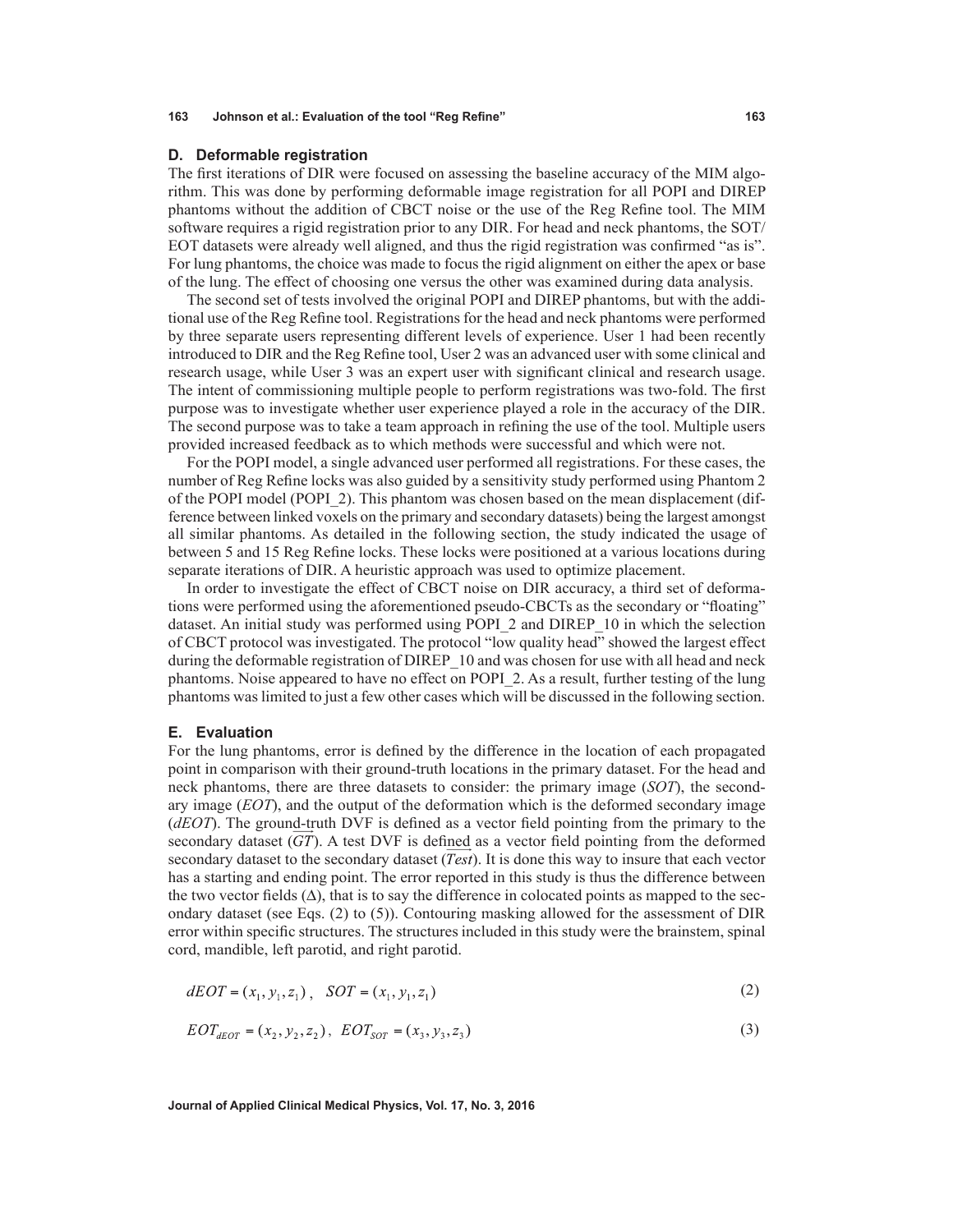### D. Deformable registration

The first iterations of DIR were focused on assessing the baseline accuracy of the MIM algorithm. This was done by performing deformable image registration for all POPI and DIREP phantoms without the addition of CBCT noise or the use of the Reg Refine tool. The MIM software requires a rigid registration prior to any DIR. For head and neck phantoms, the SOT/EOT datasets were already well aligned, and thus the rigid registration was confirmed "as is". For lung phantoms, the choice was made to focus the rigid alignment on either the apex or base of the lung. The effect of choosing one versus the other was examined during data analysis.

The second set of tests involved the original POPI and DIREP phantoms, but with the additional use of the Reg Refine tool. Registrations for the head and neck phantoms were performed by three separate users representing different levels of experience. User 1 had been recently introduced to DIR and the Reg Refine tool, User 2 was an advanced user with some clinical and research usage, while User 3 was an expert user with significant clinical and research usage. The intent of commissioning multiple people to perform registrations was two-fold. The first purpose was to investigate whether user experience played a role in the accuracy of the DIR. The second purpose was to take a team approach in refining the use of the tool. Multiple users provided increased feedback as to which methods were successful and which were not.

For the POPI model, a single advanced user performed all registrations. For these cases, the number of Reg Refine locks was also guided by a sensitivity study performed using Phantom 2 of the POPI model (POPI_2). This phantom was chosen based on the mean displacement (difference between linked voxels on the primary and secondary datasets) being the largest amongst all similar phantoms. As detailed in the following section, the study indicated the usage of between 5 and 15 Reg Refine locks. These locks were positioned at a various locations during separate iterations of DIR. A heuristic approach was used to optimize placement.

In order to investigate the effect of CBCT noise on DIR accuracy, a third set of deformations were performed using the aforementioned pseudo-CBCTs as the secondary or "floating" dataset. An initial study was performed using POPI_2 and DIREP_10 in which the selection of CBCT protocol was investigated. The protocol "low quality head" showed the largest effect during the deformable registration of DIREP_10 and was chosen for use with all head and neck phantoms. Noise appeared to have no effect on POPI_2. As a result, further testing of the lung phantoms was limited to just a few other cases which will be discussed in the following section.

### E. Evaluation

For the lung phantoms, error is defined by the difference in the location of each propagated point in comparison with their ground-truth locations in the primary dataset. For the head and neck phantoms, there are three datasets to consider: the primary image (*SOT*), the secondary image (*EOT*), and the output of the deformation which is the deformed secondary image (*dEOT*). The ground-truth DVF is defined as a vector field pointing from the primary to the secondary dataset ($\overrightarrow{GT}$). A test DVF is defined as a vector field pointing from the deformed secondary dataset to the secondary dataset ($\overrightarrow{Test}$). It is done this way to insure that each vector has a starting and ending point. The error reported in this study is thus the difference between the two vector fields ($\Delta$), that is to say the difference in colocated points as mapped to the secondary dataset (see Eqs. (2) to (5)). Contouring masking allowed for the assessment of DIR error within specific structures. The structures included in this study were the brainstem, spinal cord, mandible, left parotid, and right parotid.

$$dEOT = (x_1, y_1, z_1)\,, \quad SOT = (x_1, y_1, z_1) \tag{2}$$

$$EOT_{dEOT} = (x_2, y_2, z_2)\,, \quad EOT_{SOT} = (x_3, y_3, z_3) \tag{3}$$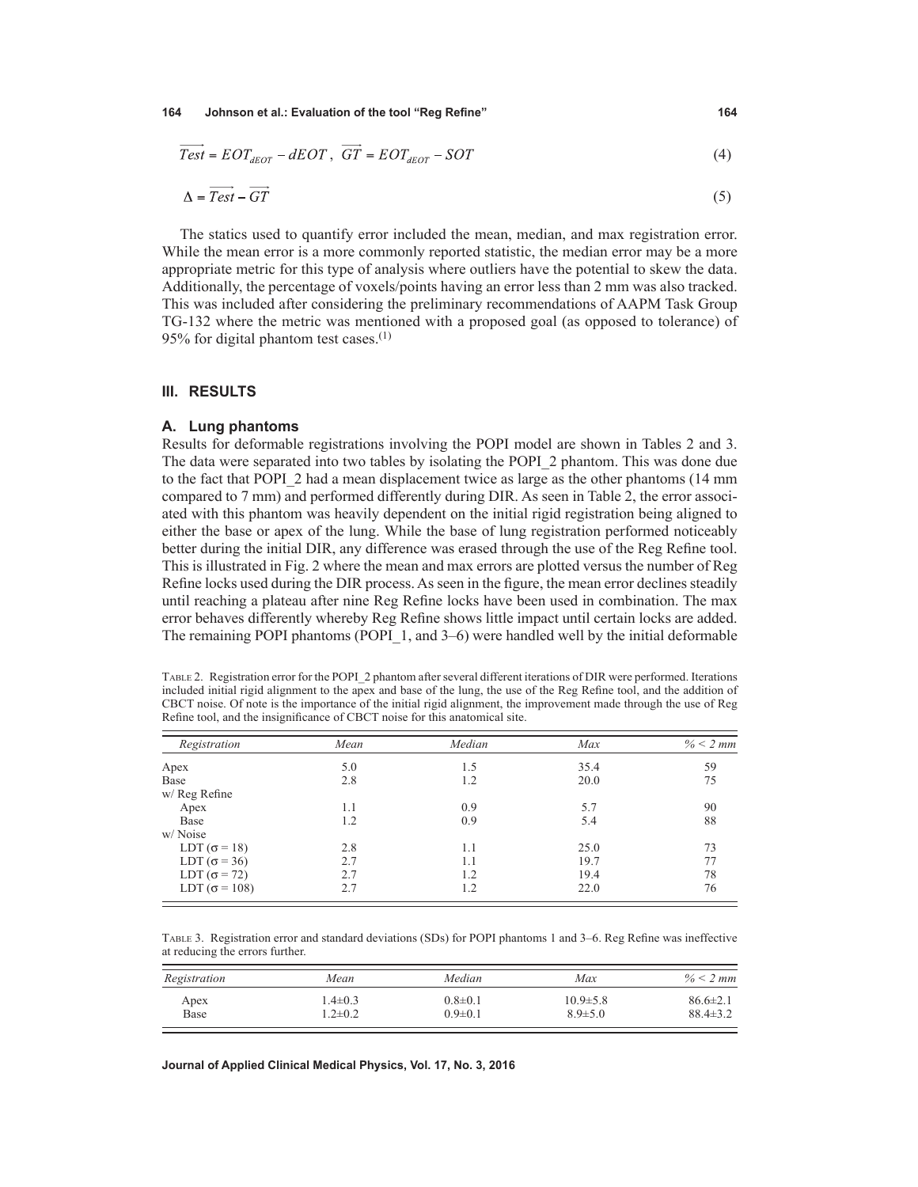$$\overrightarrow{Test} = EOT_{dEOT} - dEOT\,,\ \ \overrightarrow{GT} = EOT_{dEOT} - SOT \tag{4}$$

$$\Delta = \overrightarrow{Test} - \overrightarrow{GT} \tag{5}$$

The statics used to quantify error included the mean, median, and max registration error. While the mean error is a more commonly reported statistic, the median error may be a more appropriate metric for this type of analysis where outliers have the potential to skew the data. Additionally, the percentage of voxels/points having an error less than 2 mm was also tracked. This was included after considering the preliminary recommendations of AAPM Task Group TG-132 where the metric was mentioned with a proposed goal (as opposed to tolerance) of 95% for digital phantom test cases.[1]

## III. RESULTS

### A. Lung phantoms

Results for deformable registrations involving the POPI model are shown in Tables 2 and 3. The data were separated into two tables by isolating the POPI_2 phantom. This was done due to the fact that POPI_2 had a mean displacement twice as large as the other phantoms (14 mm compared to 7 mm) and performed differently during DIR. As seen in Table 2, the error associated with this phantom was heavily dependent on the initial rigid registration being aligned to either the base or apex of the lung. While the base of lung registration performed noticeably better during the initial DIR, any difference was erased through the use of the Reg Refine tool. This is illustrated in Fig. 2 where the mean and max errors are plotted versus the number of Reg Refine locks used during the DIR process. As seen in the figure, the mean error declines steadily until reaching a plateau after nine Reg Refine locks have been used in combination. The max error behaves differently whereby Reg Refine shows little impact until certain locks are added. The remaining POPI phantoms (POPI_1, and 3–6) were handled well by the initial deformable

Table 2. Registration error for the POPI_2 phantom after several different iterations of DIR were performed. Iterations included initial rigid alignment to the apex and base of the lung, the use of the Reg Refine tool, and the addition of CBCT noise. Of note is the importance of the initial rigid alignment, the improvement made through the use of Reg Refine tool, and the insignificance of CBCT noise for this anatomical site.

| *Registration* | *Mean* | *Median* | *Max* | *% < 2 mm* |
|---|---|---|---|---|
| Apex | 5.0 | 1.5 | 35.4 | 59 |
| Base | 2.8 | 1.2 | 20.0 | 75 |
| w/ Reg Refine | | | | |
| Apex | 1.1 | 0.9 | 5.7 | 90 |
| Base | 1.2 | 0.9 | 5.4 | 88 |
| w/ Noise | | | | |
| LDT ($\sigma = 18$) | 2.8 | 1.1 | 25.0 | 73 |
| LDT ($\sigma = 36$) | 2.7 | 1.1 | 19.7 | 77 |
| LDT ($\sigma = 72$) | 2.7 | 1.2 | 19.4 | 78 |
| LDT ($\sigma = 108$) | 2.7 | 1.2 | 22.0 | 76 |

Table 3. Registration error and standard deviations (SDs) for POPI phantoms 1 and 3–6. Reg Refine was ineffective at reducing the errors further.

| *Registration* | *Mean* | *Median* | *Max* | *% < 2 mm* |
|---|---|---|---|---|
| Apex | 1.4±0.3 | 0.8±0.1 | 10.9±5.8 | 86.6±2.1 |
| Base | 1.2±0.2 | 0.9±0.1 | 8.9±5.0 | 88.4±3.2 |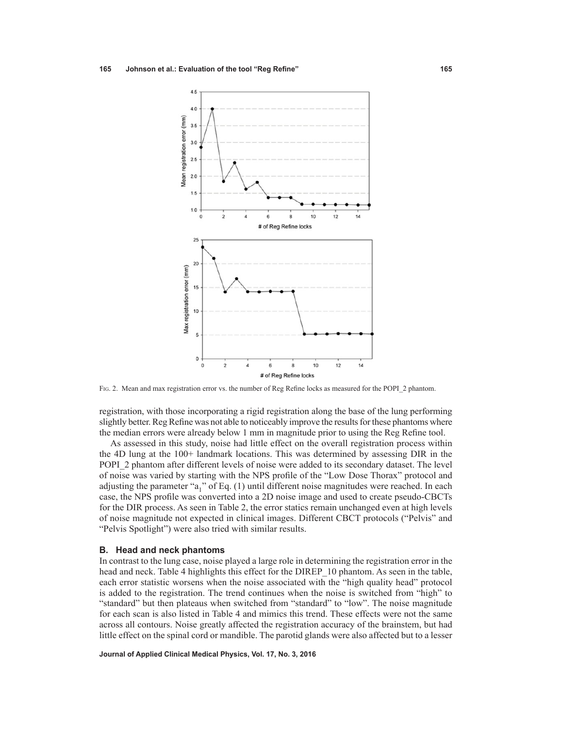Fig. 2. Mean and max registration error vs. the number of Reg Refine locks as measured for the POPI_2 phantom.

registration, with those incorporating a rigid registration along the base of the lung performing slightly better. Reg Refine was not able to noticeably improve the results for these phantoms where the median errors were already below 1 mm in magnitude prior to using the Reg Refine tool.

As assessed in this study, noise had little effect on the overall registration process within the 4D lung at the 100+ landmark locations. This was determined by assessing DIR in the POPI_2 phantom after different levels of noise were added to its secondary dataset. The level of noise was varied by starting with the NPS profile of the "Low Dose Thorax" protocol and adjusting the parameter "$a_1$" of Eq. (1) until different noise magnitudes were reached. In each case, the NPS profile was converted into a 2D noise image and used to create pseudo-CBCTs for the DIR process. As seen in Table 2, the error statics remain unchanged even at high levels of noise magnitude not expected in clinical images. Different CBCT protocols ("Pelvis" and "Pelvis Spotlight") were also tried with similar results.

## B. Head and neck phantoms

In contrast to the lung case, noise played a large role in determining the registration error in the head and neck. Table 4 highlights this effect for the DIREP_10 phantom. As seen in the table, each error statistic worsens when the noise associated with the "high quality head" protocol is added to the registration. The trend continues when the noise is switched from "high" to "standard" but then plateaus when switched from "standard" to "low". The noise magnitude for each scan is also listed in Table 4 and mimics this trend. These effects were not the same across all contours. Noise greatly affected the registration accuracy of the brainstem, but had little effect on the spinal cord or mandible. The parotid glands were also affected but to a lesser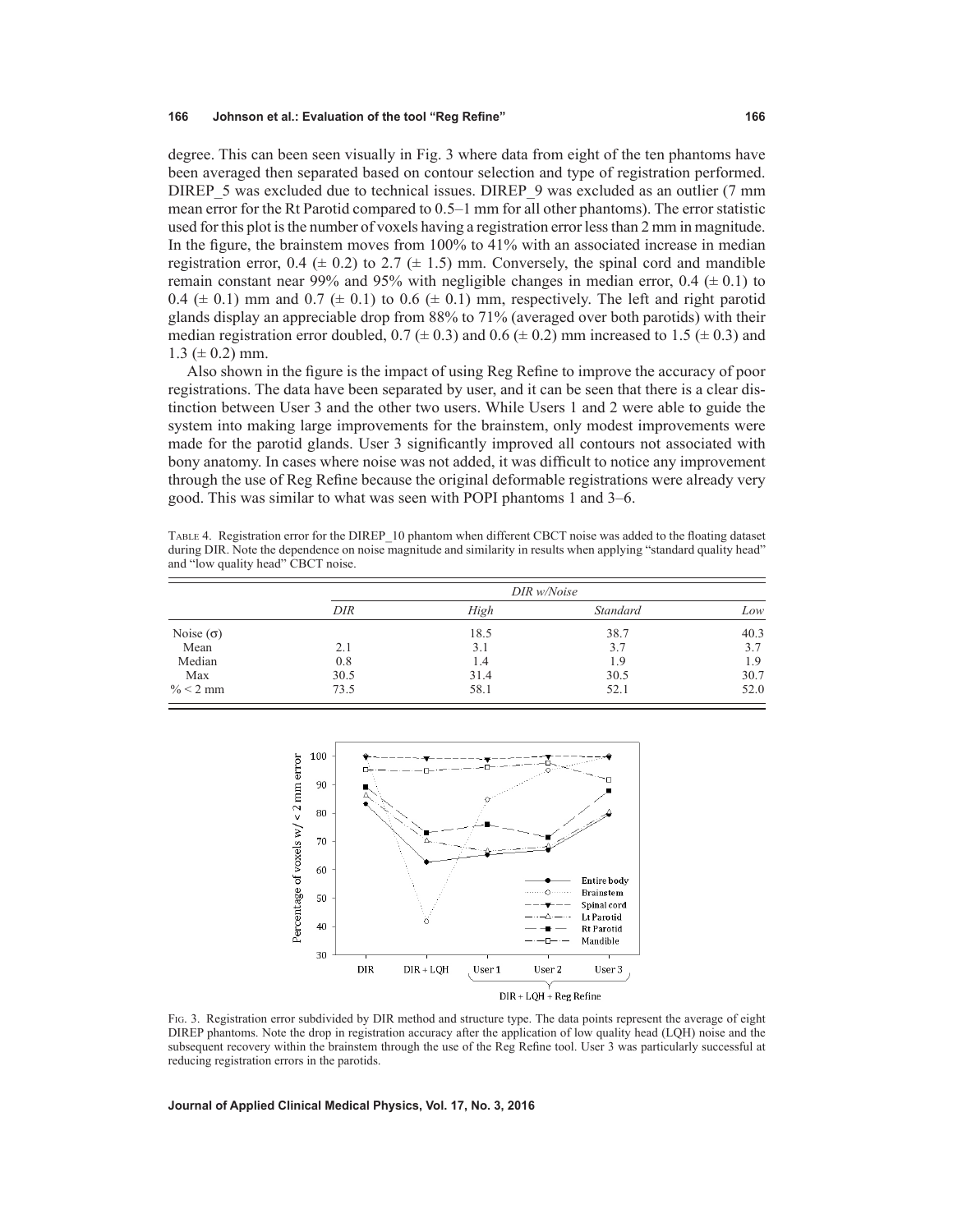degree. This can been seen visually in Fig. 3 where data from eight of the ten phantoms have been averaged then separated based on contour selection and type of registration performed. DIREP_5 was excluded due to technical issues. DIREP_9 was excluded as an outlier (7 mm mean error for the Rt Parotid compared to 0.5–1 mm for all other phantoms). The error statistic used for this plot is the number of voxels having a registration error less than 2 mm in magnitude. In the figure, the brainstem moves from 100% to 41% with an associated increase in median registration error, 0.4 ($\pm$ 0.2) to 2.7 ($\pm$ 1.5) mm. Conversely, the spinal cord and mandible remain constant near 99% and 95% with negligible changes in median error, 0.4 ($\pm$ 0.1) to 0.4 ($\pm$ 0.1) mm and 0.7 ($\pm$ 0.1) to 0.6 ($\pm$ 0.1) mm, respectively. The left and right parotid glands display an appreciable drop from 88% to 71% (averaged over both parotids) with their median registration error doubled, 0.7 ($\pm$ 0.3) and 0.6 ($\pm$ 0.2) mm increased to 1.5 ($\pm$ 0.3) and 1.3 ($\pm$ 0.2) mm.

Also shown in the figure is the impact of using Reg Refine to improve the accuracy of poor registrations. The data have been separated by user, and it can be seen that there is a clear distinction between User 3 and the other two users. While Users 1 and 2 were able to guide the system into making large improvements for the brainstem, only modest improvements were made for the parotid glands. User 3 significantly improved all contours not associated with bony anatomy. In cases where noise was not added, it was difficult to notice any improvement through the use of Reg Refine because the original deformable registrations were already very good. This was similar to what was seen with POPI phantoms 1 and 3–6.

Table 4. Registration error for the DIREP_10 phantom when different CBCT noise was added to the floating dataset during DIR. Note the dependence on noise magnitude and similarity in results when applying "standard quality head" and "low quality head" CBCT noise.

| | | *DIR w/Noise* | | |
|---|---|---|---|---|
| | *DIR* | *High* | *Standard* | *Low* |
| Noise ($\sigma$) | | 18.5 | 38.7 | 40.3 |
| Mean | 2.1 | 3.1 | 3.7 | 3.7 |
| Median | 0.8 | 1.4 | 1.9 | 1.9 |
| Max | 30.5 | 31.4 | 30.5 | 30.7 |
| % < 2 mm | 73.5 | 58.1 | 52.1 | 52.0 |

Fig. 3. Registration error subdivided by DIR method and structure type. The data points represent the average of eight DIREP phantoms. Note the drop in registration accuracy after the application of low quality head (LQH) noise and the subsequent recovery within the brainstem through the use of the Reg Refine tool. User 3 was particularly successful at reducing registration errors in the parotids.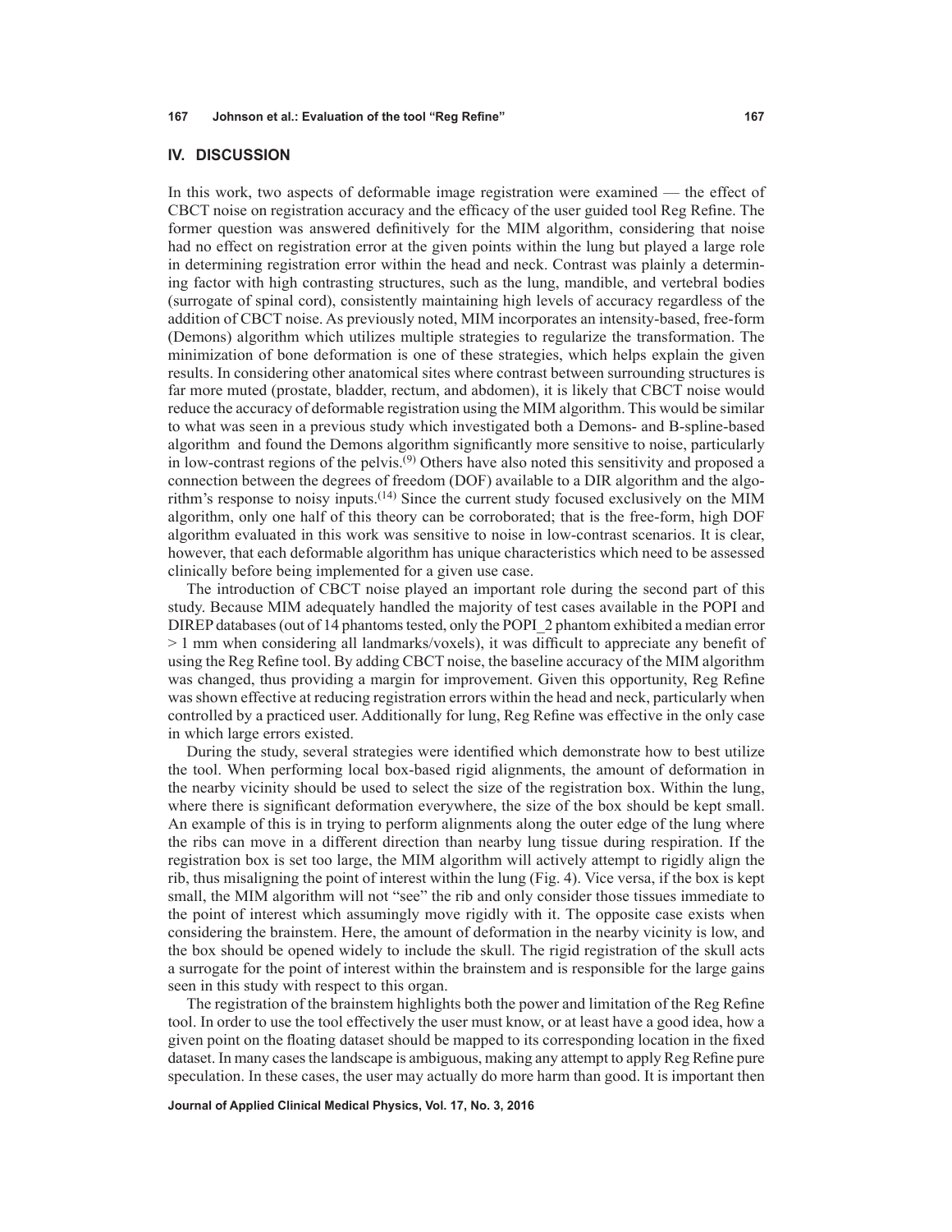## IV. DISCUSSION

In this work, two aspects of deformable image registration were examined — the effect of CBCT noise on registration accuracy and the efficacy of the user guided tool Reg Refine. The former question was answered definitively for the MIM algorithm, considering that noise had no effect on registration error at the given points within the lung but played a large role in determining registration error within the head and neck. Contrast was plainly a determining factor with high contrasting structures, such as the lung, mandible, and vertebral bodies (surrogate of spinal cord), consistently maintaining high levels of accuracy regardless of the addition of CBCT noise. As previously noted, MIM incorporates an intensity-based, free-form (Demons) algorithm which utilizes multiple strategies to regularize the transformation. The minimization of bone deformation is one of these strategies, which helps explain the given results. In considering other anatomical sites where contrast between surrounding structures is far more muted (prostate, bladder, rectum, and abdomen), it is likely that CBCT noise would reduce the accuracy of deformable registration using the MIM algorithm. This would be similar to what was seen in a previous study which investigated both a Demons- and B-spline-based algorithm and found the Demons algorithm significantly more sensitive to noise, particularly in low-contrast regions of the pelvis.[9] Others have also noted this sensitivity and proposed a connection between the degrees of freedom (DOF) available to a DIR algorithm and the algorithm's response to noisy inputs.[14] Since the current study focused exclusively on the MIM algorithm, only one half of this theory can be corroborated; that is the free-form, high DOF algorithm evaluated in this work was sensitive to noise in low-contrast scenarios. It is clear, however, that each deformable algorithm has unique characteristics which need to be assessed clinically before being implemented for a given use case.

The introduction of CBCT noise played an important role during the second part of this study. Because MIM adequately handled the majority of test cases available in the POPI and DIREP databases (out of 14 phantoms tested, only the POPI_2 phantom exhibited a median error > 1 mm when considering all landmarks/voxels), it was difficult to appreciate any benefit of using the Reg Refine tool. By adding CBCT noise, the baseline accuracy of the MIM algorithm was changed, thus providing a margin for improvement. Given this opportunity, Reg Refine was shown effective at reducing registration errors within the head and neck, particularly when controlled by a practiced user. Additionally for lung, Reg Refine was effective in the only case in which large errors existed.

During the study, several strategies were identified which demonstrate how to best utilize the tool. When performing local box-based rigid alignments, the amount of deformation in the nearby vicinity should be used to select the size of the registration box. Within the lung, where there is significant deformation everywhere, the size of the box should be kept small. An example of this is in trying to perform alignments along the outer edge of the lung where the ribs can move in a different direction than nearby lung tissue during respiration. If the registration box is set too large, the MIM algorithm will actively attempt to rigidly align the rib, thus misaligning the point of interest within the lung (Fig. 4). Vice versa, if the box is kept small, the MIM algorithm will not "see" the rib and only consider those tissues immediate to the point of interest which assumingly move rigidly with it. The opposite case exists when considering the brainstem. Here, the amount of deformation in the nearby vicinity is low, and the box should be opened widely to include the skull. The rigid registration of the skull acts a surrogate for the point of interest within the brainstem and is responsible for the large gains seen in this study with respect to this organ.

The registration of the brainstem highlights both the power and limitation of the Reg Refine tool. In order to use the tool effectively the user must know, or at least have a good idea, how a given point on the floating dataset should be mapped to its corresponding location in the fixed dataset. In many cases the landscape is ambiguous, making any attempt to apply Reg Refine pure speculation. In these cases, the user may actually do more harm than good. It is important then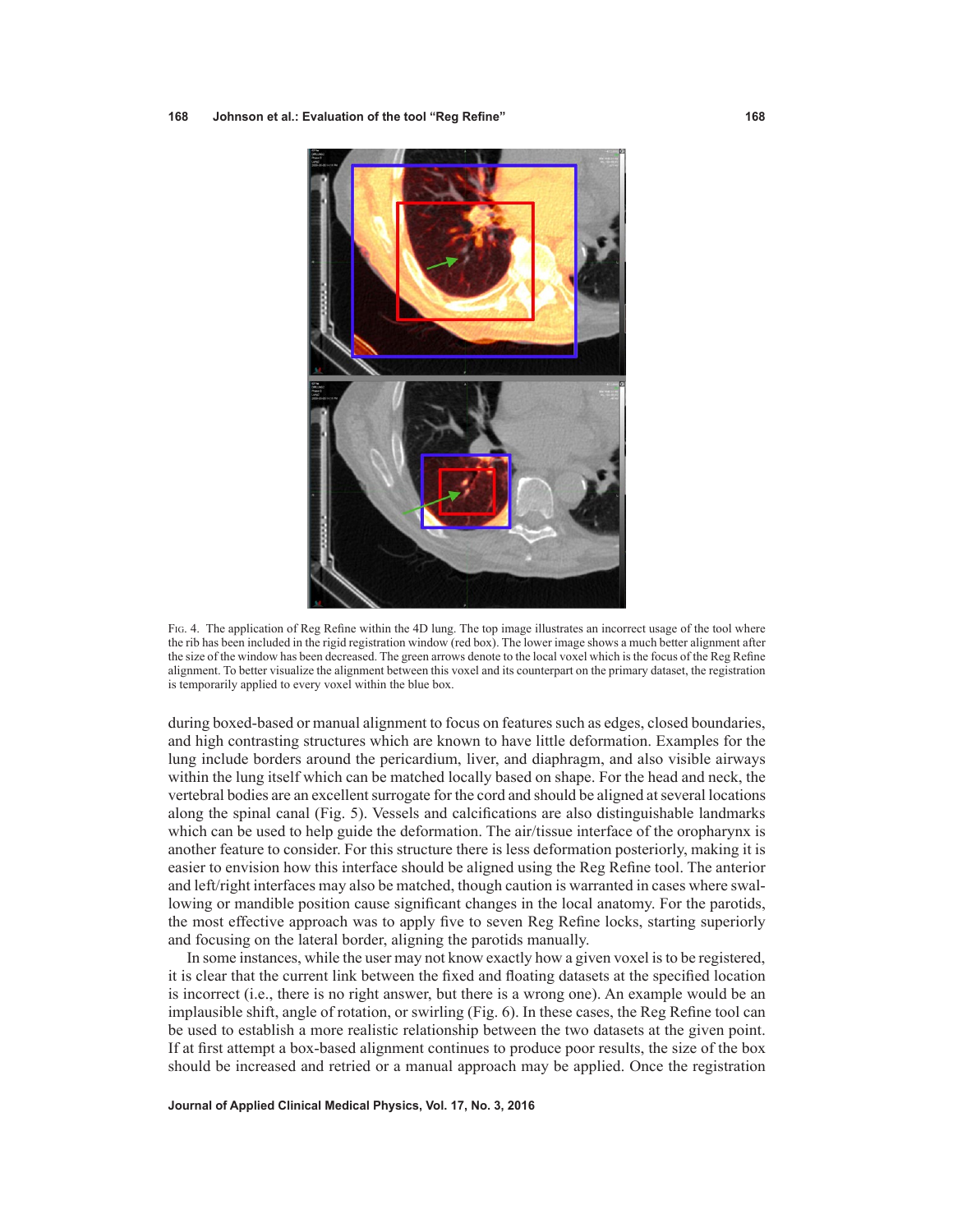Fig. 4. The application of Reg Refine within the 4D lung. The top image illustrates an incorrect usage of the tool where the rib has been included in the rigid registration window (red box). The lower image shows a much better alignment after the size of the window has been decreased. The green arrows denote to the local voxel which is the focus of the Reg Refine alignment. To better visualize the alignment between this voxel and its counterpart on the primary dataset, the registration is temporarily applied to every voxel within the blue box.

during boxed-based or manual alignment to focus on features such as edges, closed boundaries, and high contrasting structures which are known to have little deformation. Examples for the lung include borders around the pericardium, liver, and diaphragm, and also visible airways within the lung itself which can be matched locally based on shape. For the head and neck, the vertebral bodies are an excellent surrogate for the cord and should be aligned at several locations along the spinal canal (Fig. 5). Vessels and calcifications are also distinguishable landmarks which can be used to help guide the deformation. The air/tissue interface of the oropharynx is another feature to consider. For this structure there is less deformation posteriorly, making it is easier to envision how this interface should be aligned using the Reg Refine tool. The anterior and left/right interfaces may also be matched, though caution is warranted in cases where swallowing or mandible position cause significant changes in the local anatomy. For the parotids, the most effective approach was to apply five to seven Reg Refine locks, starting superiorly and focusing on the lateral border, aligning the parotids manually.

In some instances, while the user may not know exactly how a given voxel is to be registered, it is clear that the current link between the fixed and floating datasets at the specified location is incorrect (i.e., there is no right answer, but there is a wrong one). An example would be an implausible shift, angle of rotation, or swirling (Fig. 6). In these cases, the Reg Refine tool can be used to establish a more realistic relationship between the two datasets at the given point. If at first attempt a box-based alignment continues to produce poor results, the size of the box should be increased and retried or a manual approach may be applied. Once the registration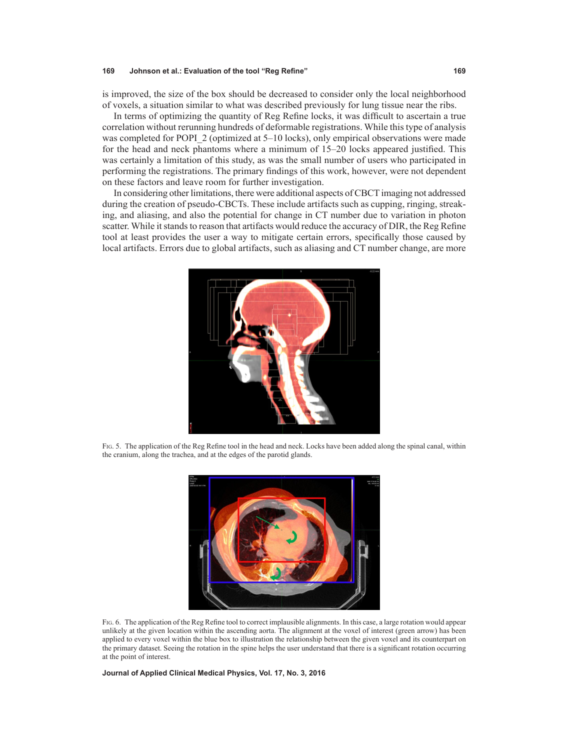is improved, the size of the box should be decreased to consider only the local neighborhood of voxels, a situation similar to what was described previously for lung tissue near the ribs.

In terms of optimizing the quantity of Reg Refine locks, it was difficult to ascertain a true correlation without rerunning hundreds of deformable registrations. While this type of analysis was completed for POPI_2 (optimized at 5–10 locks), only empirical observations were made for the head and neck phantoms where a minimum of 15–20 locks appeared justified. This was certainly a limitation of this study, as was the small number of users who participated in performing the registrations. The primary findings of this work, however, were not dependent on these factors and leave room for further investigation.

In considering other limitations, there were additional aspects of CBCT imaging not addressed during the creation of pseudo-CBCTs. These include artifacts such as cupping, ringing, streaking, and aliasing, and also the potential for change in CT number due to variation in photon scatter. While it stands to reason that artifacts would reduce the accuracy of DIR, the Reg Refine tool at least provides the user a way to mitigate certain errors, specifically those caused by local artifacts. Errors due to global artifacts, such as aliasing and CT number change, are more

Fig. 5. The application of the Reg Refine tool in the head and neck. Locks have been added along the spinal canal, within the cranium, along the trachea, and at the edges of the parotid glands.

Fig. 6. The application of the Reg Refine tool to correct implausible alignments. In this case, a large rotation would appear unlikely at the given location within the ascending aorta. The alignment at the voxel of interest (green arrow) has been applied to every voxel within the blue box to illustration the relationship between the given voxel and its counterpart on the primary dataset. Seeing the rotation in the spine helps the user understand that there is a significant rotation occurring at the point of interest.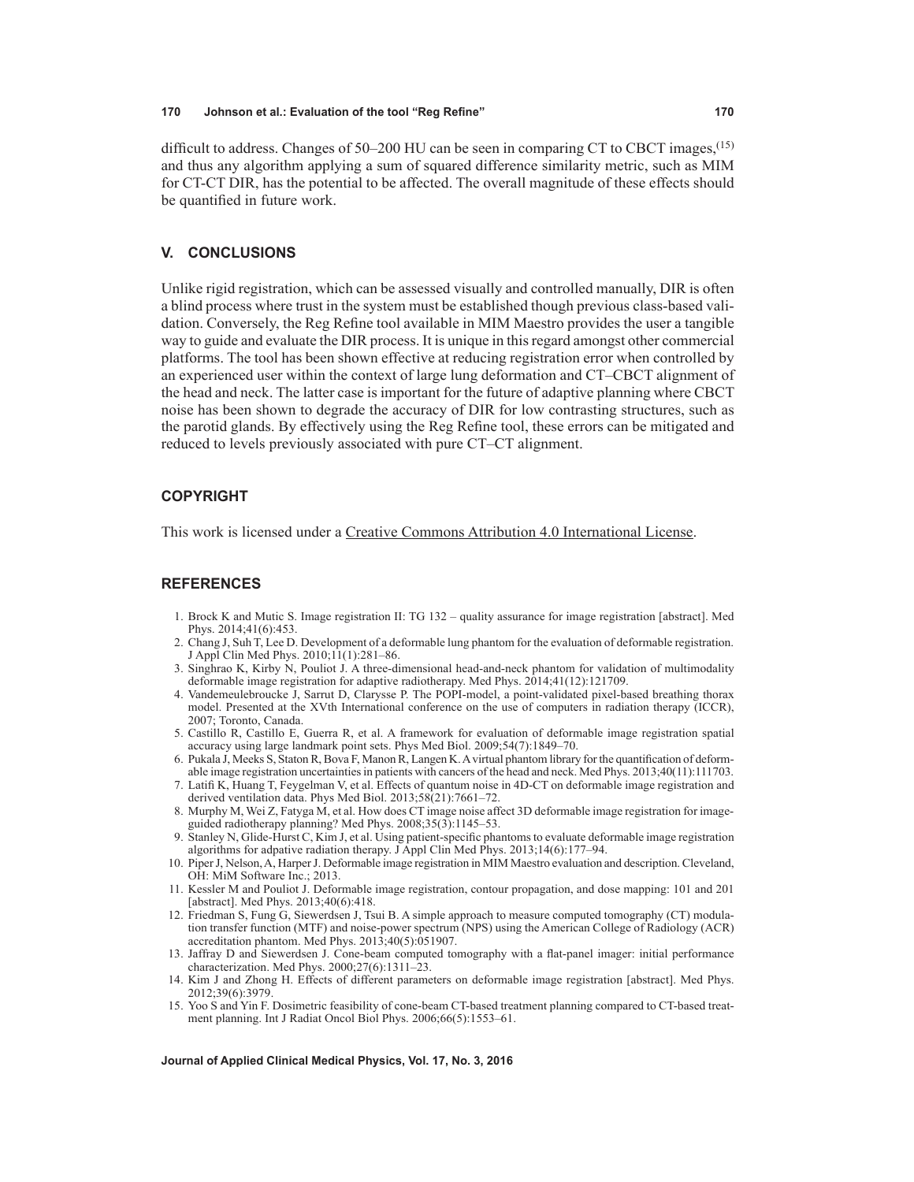difficult to address. Changes of 50–200 HU can be seen in comparing CT to CBCT images,[15] and thus any algorithm applying a sum of squared difference similarity metric, such as MIM for CT-CT DIR, has the potential to be affected. The overall magnitude of these effects should be quantified in future work.

## V. CONCLUSIONS

Unlike rigid registration, which can be assessed visually and controlled manually, DIR is often a blind process where trust in the system must be established though previous class-based validation. Conversely, the Reg Refine tool available in MIM Maestro provides the user a tangible way to guide and evaluate the DIR process. It is unique in this regard amongst other commercial platforms. The tool has been shown effective at reducing registration error when controlled by an experienced user within the context of large lung deformation and CT–CBCT alignment of the head and neck. The latter case is important for the future of adaptive planning where CBCT noise has been shown to degrade the accuracy of DIR for low contrasting structures, such as the parotid glands. By effectively using the Reg Refine tool, these errors can be mitigated and reduced to levels previously associated with pure CT–CT alignment.

## COPYRIGHT

This work is licensed under a Creative Commons Attribution 4.0 International License.

## REFERENCES

1. Brock K and Mutic S. Image registration II: TG 132 – quality assurance for image registration [abstract]. Med Phys. 2014;41(6):453.
2. Chang J, Suh T, Lee D. Development of a deformable lung phantom for the evaluation of deformable registration. J Appl Clin Med Phys. 2010;11(1):281–86.
3. Singhrao K, Kirby N, Pouliot J. A three-dimensional head-and-neck phantom for validation of multimodality deformable image registration for adaptive radiotherapy. Med Phys. 2014;41(12):121709.
4. Vandemeulebroucke J, Sarrut D, Clarysse P. The POPI-model, a point-validated pixel-based breathing thorax model. Presented at the XVth International conference on the use of computers in radiation therapy (ICCR), 2007; Toronto, Canada.
5. Castillo R, Castillo E, Guerra R, et al. A framework for evaluation of deformable image registration spatial accuracy using large landmark point sets. Phys Med Biol. 2009;54(7):1849–70.
6. Pukala J, Meeks S, Staton R, Bova F, Manon R, Langen K. A virtual phantom library for the quantification of deformable image registration uncertainties in patients with cancers of the head and neck. Med Phys. 2013;40(11):111703.
7. Latifi K, Huang T, Feygelman V, et al. Effects of quantum noise in 4D-CT on deformable image registration and derived ventilation data. Phys Med Biol. 2013;58(21):7661–72.
8. Murphy M, Wei Z, Fatyga M, et al. How does CT image noise affect 3D deformable image registration for image-guided radiotherapy planning? Med Phys. 2008;35(3):1145–53.
9. Stanley N, Glide-Hurst C, Kim J, et al. Using patient-specific phantoms to evaluate deformable image registration algorithms for adpative radiation therapy. J Appl Clin Med Phys. 2013;14(6):177–94.
10. Piper J, Nelson, A, Harper J. Deformable image registration in MIM Maestro evaluation and description. Cleveland, OH: MiM Software Inc.; 2013.
11. Kessler M and Pouliot J. Deformable image registration, contour propagation, and dose mapping: 101 and 201 [abstract]. Med Phys. 2013;40(6):418.
12. Friedman S, Fung G, Siewerdsen J, Tsui B. A simple approach to measure computed tomography (CT) modulation transfer function (MTF) and noise-power spectrum (NPS) using the American College of Radiology (ACR) accreditation phantom. Med Phys. 2013;40(5):051907.
13. Jaffray D and Siewerdsen J. Cone-beam computed tomography with a flat-panel imager: initial performance characterization. Med Phys. 2000;27(6):1311–23.
14. Kim J and Zhong H. Effects of different parameters on deformable image registration [abstract]. Med Phys. 2012;39(6):3979.
15. Yoo S and Yin F. Dosimetric feasibility of cone-beam CT-based treatment planning compared to CT-based treatment planning. Int J Radiat Oncol Biol Phys. 2006;66(5):1553–61.